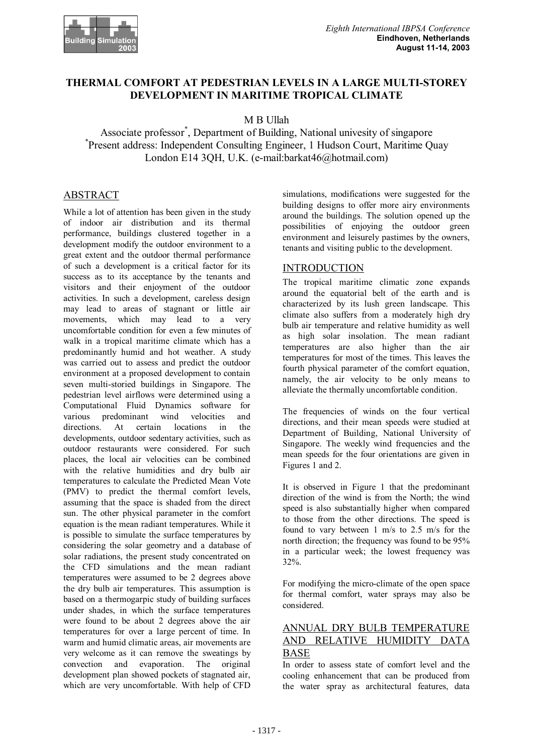# THERMAL COMFORT AT PEDESTRIAN LEVELS IN A LARGE MULTI-STOREY DEVELOPMENT IN MARITIME TROPICAL CLIMATE

M B Ullah

Associate professor*, Department of Building, National univesity of singapore
*Present address: Independent Consulting Engineer, 1 Hudson Court, Maritime Quay
London E14 3QH, U.K. (e-mail:barkat46@hotmail.com)

## ABSTRACT

While a lot of attention has been given in the study of indoor air distribution and its thermal performance, buildings clustered together in a development modify the outdoor environment to a great extent and the outdoor thermal performance of such a development is a critical factor for its success as to its acceptance by the tenants and visitors and their enjoyment of the outdoor activities. In such a development, careless design may lead to areas of stagnant or little air movements, which may lead to a very uncomfortable condition for even a few minutes of walk in a tropical maritime climate which has a predominantly humid and hot weather. A study was carried out to assess and predict the outdoor environment at a proposed development to contain seven multi-storied buildings in Singapore. The pedestrian level airflows were determined using a Computational Fluid Dynamics software for various predominant wind velocities and directions. At certain locations in the developments, outdoor sedentary activities, such as outdoor restaurants were considered. For such places, the local air velocities can be combined with the relative humidities and dry bulb air temperatures to calculate the Predicted Mean Vote (PMV) to predict the thermal comfort levels, assuming that the space is shaded from the direct sun. The other physical parameter in the comfort equation is the mean radiant temperatures. While it is possible to simulate the surface temperatures by considering the solar geometry and a database of solar radiations, the present study concentrated on the CFD simulations and the mean radiant temperatures were assumed to be 2 degrees above the dry bulb air temperatures. This assumption is based on a thermogarpic study of building surfaces under shades, in which the surface temperatures were found to be about 2 degrees above the air temperatures for over a large percent of time. In warm and humid climatic areas, air movements are very welcome as it can remove the sweatings by convection and evaporation. The original development plan showed pockets of stagnated air, which are very uncomfortable. With help of CFD simulations, modifications were suggested for the building designs to offer more airy environments around the buildings. The solution opened up the possibilities of enjoying the outdoor green environment and leisurely pastimes by the owners, tenants and visiting public to the development.

## INTRODUCTION

The tropical maritime climatic zone expands around the equatorial belt of the earth and is characterized by its lush green landscape. This climate also suffers from a moderately high dry bulb air temperature and relative humidity as well as high solar insolation. The mean radiant temperatures are also higher than the air temperatures for most of the times. This leaves the fourth physical parameter of the comfort equation, namely, the air velocity to be only means to alleviate the thermally uncomfortable condition.

The frequencies of winds on the four vertical directions, and their mean speeds were studied at Department of Building, National University of Singapore. The weekly wind frequencies and the mean speeds for the four orientations are given in Figures 1 and 2.

It is observed in Figure 1 that the predominant direction of the wind is from the North; the wind speed is also substantially higher when compared to those from the other directions. The speed is found to vary between 1 m/s to 2.5 m/s for the north direction; the frequency was found to be 95% in a particular week; the lowest frequency was 32%.

For modifying the micro-climate of the open space for thermal comfort, water sprays may also be considered.

## ANNUAL DRY BULB TEMPERATURE AND RELATIVE HUMIDITY DATA BASE

In order to assess state of comfort level and the cooling enhancement that can be produced from the water spray as architectural features, data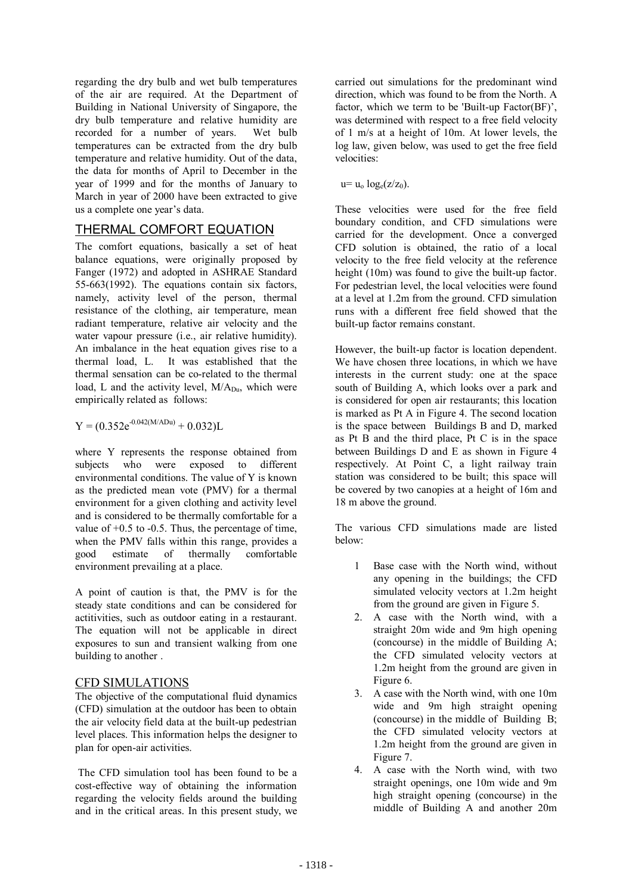regarding the dry bulb and wet bulb temperatures of the air are required. At the Department of Building in National University of Singapore, the dry bulb temperature and relative humidity are recorded for a number of years. Wet bulb temperatures can be extracted from the dry bulb temperature and relative humidity. Out of the data, the data for months of April to December in the year of 1999 and for the months of January to March in year of 2000 have been extracted to give us a complete one year's data.

## THERMAL COMFORT EQUATION

The comfort equations, basically a set of heat balance equations, were originally proposed by Fanger (1972) and adopted in ASHRAE Standard 55-663(1992). The equations contain six factors, namely, activity level of the person, thermal resistance of the clothing, air temperature, mean radiant temperature, relative air velocity and the water vapour pressure (i.e., air relative humidity). An imbalance in the heat equation gives rise to a thermal load, L. It was established that the thermal sensation can be co-related to the thermal load, L and the activity level, $M/A_{Du}$, which were empirically related as follows:

$$Y = (0.352e^{-0.042(M/ADu)} + 0.032)L$$

where Y represents the response obtained from subjects who were exposed to different environmental conditions. The value of Y is known as the predicted mean vote (PMV) for a thermal environment for a given clothing and activity level and is considered to be thermally comfortable for a value of +0.5 to -0.5. Thus, the percentage of time, when the PMV falls within this range, provides a good estimate of thermally comfortable environment prevailing at a place.

A point of caution is that, the PMV is for the steady state conditions and can be considered for actitivities, such as outdoor eating in a restaurant. The equation will not be applicable in direct exposures to sun and transient walking from one building to another .

## CFD SIMULATIONS

The objective of the computational fluid dynamics (CFD) simulation at the outdoor has been to obtain the air velocity field data at the built-up pedestrian level places. This information helps the designer to plan for open-air activities.

The CFD simulation tool has been found to be a cost-effective way of obtaining the information regarding the velocity fields around the building and in the critical areas. In this present study, we carried out simulations for the predominant wind direction, which was found to be from the North. A factor, which we term to be 'Built-up Factor(BF)', was determined with respect to a free field velocity of 1 m/s at a height of 10m. At lower levels, the log law, given below, was used to get the free field velocities:

$$u = u_o \log_e(z/z_0).$$

These velocities were used for the free field boundary condition, and CFD simulations were carried for the development. Once a converged CFD solution is obtained, the ratio of a local velocity to the free field velocity at the reference height (10m) was found to give the built-up factor. For pedestrian level, the local velocities were found at a level at 1.2m from the ground. CFD simulation runs with a different free field showed that the built-up factor remains constant.

However, the built-up factor is location dependent. We have chosen three locations, in which we have interests in the current study: one at the space south of Building A, which looks over a park and is considered for open air restaurants; this location is marked as Pt A in Figure 4. The second location is the space between Buildings B and D, marked as Pt B and the third place, Pt C is in the space between Buildings D and E as shown in Figure 4 respectively. At Point C, a light railway train station was considered to be built; this space will be covered by two canopies at a height of 16m and 18 m above the ground.

The various CFD simulations made are listed below:

1. Base case with the North wind, without any opening in the buildings; the CFD simulated velocity vectors at 1.2m height from the ground are given in Figure 5.
2. A case with the North wind, with a straight 20m wide and 9m high opening (concourse) in the middle of Building A; the CFD simulated velocity vectors at 1.2m height from the ground are given in Figure 6.
3. A case with the North wind, with one 10m wide and 9m high straight opening (concourse) in the middle of Building B; the CFD simulated velocity vectors at 1.2m height from the ground are given in Figure 7.
4. A case with the North wind, with two straight openings, one 10m wide and 9m high straight opening (concourse) in the middle of Building A and another 20m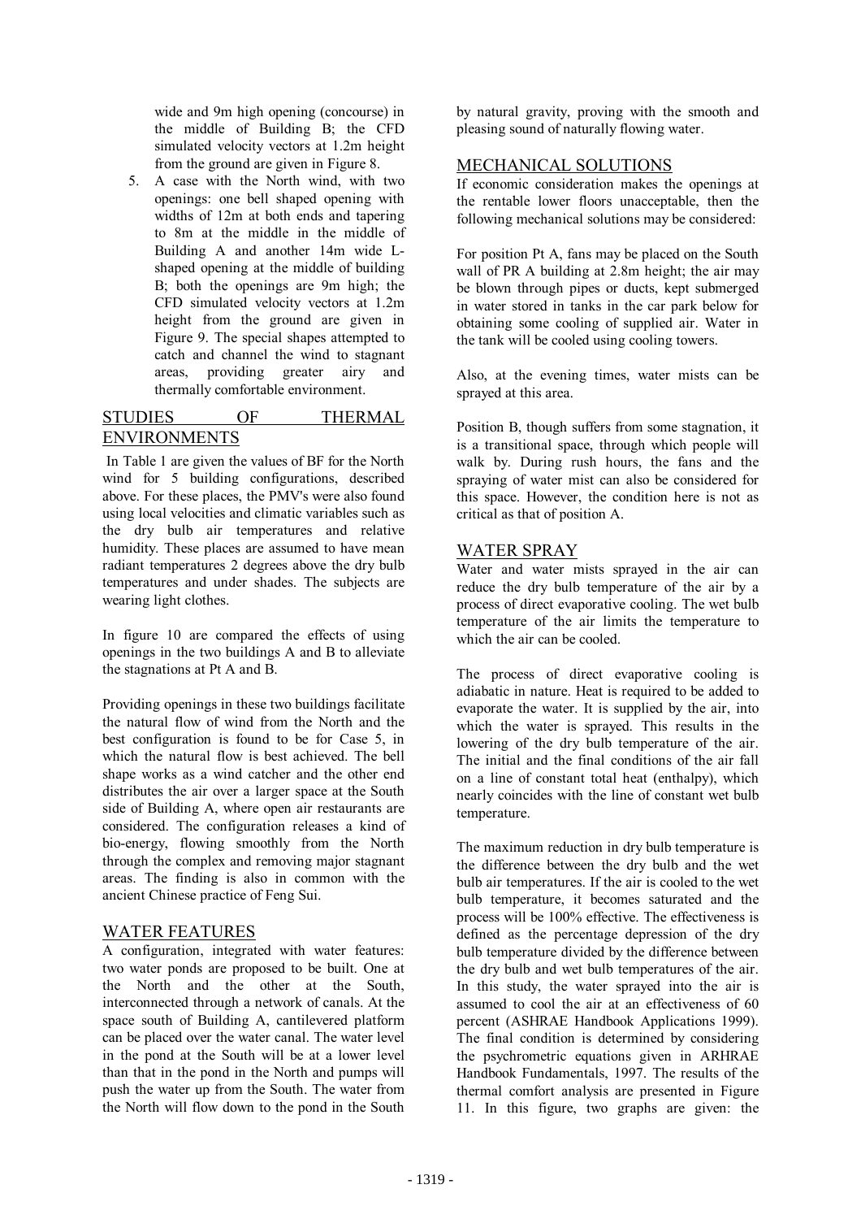wide and 9m high opening (concourse) in the middle of Building B; the CFD simulated velocity vectors at 1.2m height from the ground are given in Figure 8.

5. A case with the North wind, with two openings: one bell shaped opening with widths of 12m at both ends and tapering to 8m at the middle in the middle of Building A and another 14m wide L-shaped opening at the middle of building B; both the openings are 9m high; the CFD simulated velocity vectors at 1.2m height from the ground are given in Figure 9. The special shapes attempted to catch and channel the wind to stagnant areas, providing greater airy and thermally comfortable environment.

## STUDIES OF THERMAL ENVIRONMENTS

In Table 1 are given the values of BF for the North wind for 5 building configurations, described above. For these places, the PMV's were also found using local velocities and climatic variables such as the dry bulb air temperatures and relative humidity. These places are assumed to have mean radiant temperatures 2 degrees above the dry bulb temperatures and under shades. The subjects are wearing light clothes.

In figure 10 are compared the effects of using openings in the two buildings A and B to alleviate the stagnations at Pt A and B.

Providing openings in these two buildings facilitate the natural flow of wind from the North and the best configuration is found to be for Case 5, in which the natural flow is best achieved. The bell shape works as a wind catcher and the other end distributes the air over a larger space at the South side of Building A, where open air restaurants are considered. The configuration releases a kind of bio-energy, flowing smoothly from the North through the complex and removing major stagnant areas. The finding is also in common with the ancient Chinese practice of Feng Sui.

## WATER FEATURES

A configuration, integrated with water features: two water ponds are proposed to be built. One at the North and the other at the South, interconnected through a network of canals. At the space south of Building A, cantilevered platform can be placed over the water canal. The water level in the pond at the South will be at a lower level than that in the pond in the North and pumps will push the water up from the South. The water from the North will flow down to the pond in the South by natural gravity, proving with the smooth and pleasing sound of naturally flowing water.

## MECHANICAL SOLUTIONS

If economic consideration makes the openings at the rentable lower floors unacceptable, then the following mechanical solutions may be considered:

For position Pt A, fans may be placed on the South wall of PR A building at 2.8m height; the air may be blown through pipes or ducts, kept submerged in water stored in tanks in the car park below for obtaining some cooling of supplied air. Water in the tank will be cooled using cooling towers.

Also, at the evening times, water mists can be sprayed at this area.

Position B, though suffers from some stagnation, it is a transitional space, through which people will walk by. During rush hours, the fans and the spraying of water mist can also be considered for this space. However, the condition here is not as critical as that of position A.

## WATER SPRAY

Water and water mists sprayed in the air can reduce the dry bulb temperature of the air by a process of direct evaporative cooling. The wet bulb temperature of the air limits the temperature to which the air can be cooled.

The process of direct evaporative cooling is adiabatic in nature. Heat is required to be added to evaporate the water. It is supplied by the air, into which the water is sprayed. This results in the lowering of the dry bulb temperature of the air. The initial and the final conditions of the air fall on a line of constant total heat (enthalpy), which nearly coincides with the line of constant wet bulb temperature.

The maximum reduction in dry bulb temperature is the difference between the dry bulb and the wet bulb air temperatures. If the air is cooled to the wet bulb temperature, it becomes saturated and the process will be 100% effective. The effectiveness is defined as the percentage depression of the dry bulb temperature divided by the difference between the dry bulb and wet bulb temperatures of the air. In this study, the water sprayed into the air is assumed to cool the air at an effectiveness of 60 percent (ASHRAE Handbook Applications 1999). The final condition is determined by considering the psychrometric equations given in ARHRAE Handbook Fundamentals, 1997. The results of the thermal comfort analysis are presented in Figure 11. In this figure, two graphs are given: the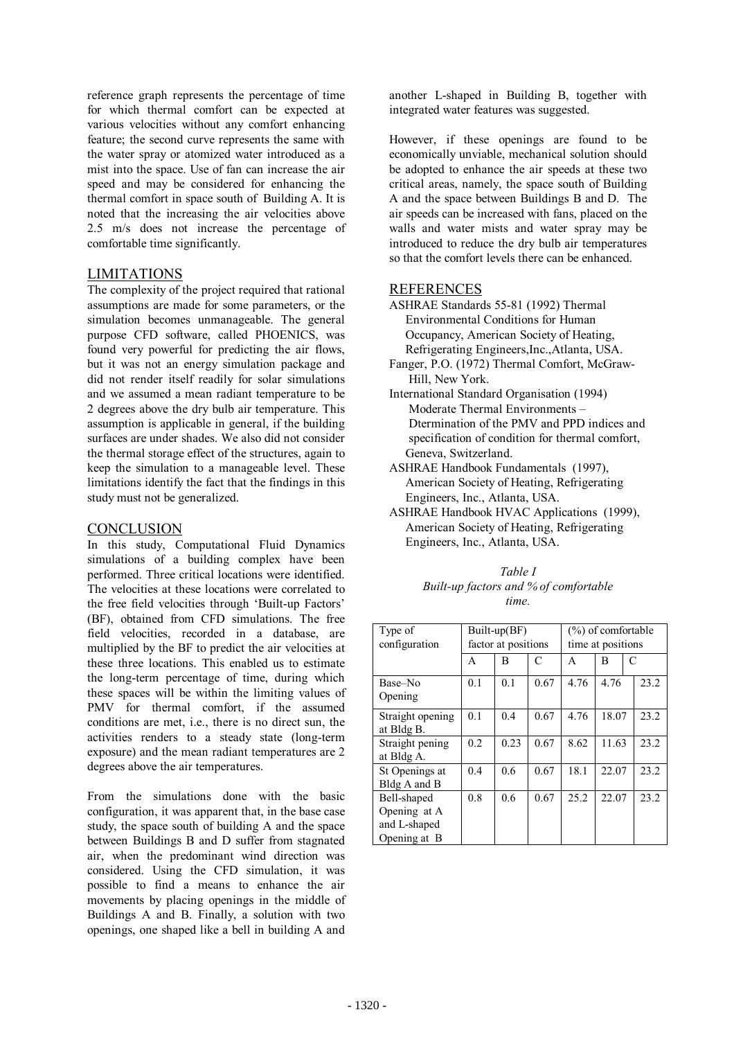reference graph represents the percentage of time for which thermal comfort can be expected at various velocities without any comfort enhancing feature; the second curve represents the same with the water spray or atomized water introduced as a mist into the space. Use of fan can increase the air speed and may be considered for enhancing the thermal comfort in space south of Building A. It is noted that the increasing the air velocities above 2.5 m/s does not increase the percentage of comfortable time significantly.

## LIMITATIONS

The complexity of the project required that rational assumptions are made for some parameters, or the simulation becomes unmanageable. The general purpose CFD software, called PHOENICS, was found very powerful for predicting the air flows, but it was not an energy simulation package and did not render itself readily for solar simulations and we assumed a mean radiant temperature to be 2 degrees above the dry bulb air temperature. This assumption is applicable in general, if the building surfaces are under shades. We also did not consider the thermal storage effect of the structures, again to keep the simulation to a manageable level. These limitations identify the fact that the findings in this study must not be generalized.

## CONCLUSION

In this study, Computational Fluid Dynamics simulations of a building complex have been performed. Three critical locations were identified. The velocities at these locations were correlated to the free field velocities through 'Built-up Factors' (BF), obtained from CFD simulations. The free field velocities, recorded in a database, are multiplied by the BF to predict the air velocities at these three locations. This enabled us to estimate the long-term percentage of time, during which these spaces will be within the limiting values of PMV for thermal comfort, if the assumed conditions are met, i.e., there is no direct sun, the activities renders to a steady state (long-term exposure) and the mean radiant temperatures are 2 degrees above the air temperatures.

From the simulations done with the basic configuration, it was apparent that, in the base case study, the space south of building A and the space between Buildings B and D suffer from stagnated air, when the predominant wind direction was considered. Using the CFD simulation, it was possible to find a means to enhance the air movements by placing openings in the middle of Buildings A and B. Finally, a solution with two openings, one shaped like a bell in building A and another L-shaped in Building B, together with integrated water features was suggested.

However, if these openings are found to be economically unviable, mechanical solution should be adopted to enhance the air speeds at these two critical areas, namely, the space south of Building A and the space between Buildings B and D. The air speeds can be increased with fans, placed on the walls and water mists and water spray may be introduced to reduce the dry bulb air temperatures so that the comfort levels there can be enhanced.

## REFERENCES

ASHRAE Standards 55-81 (1992) Thermal Environmental Conditions for Human Occupancy, American Society of Heating, Refrigerating Engineers,Inc.,Atlanta, USA.

Fanger, P.O. (1972) Thermal Comfort, McGraw-Hill, New York.

International Standard Organisation (1994) Moderate Thermal Environments – Dtermination of the PMV and PPD indices and specification of condition for thermal comfort, Geneva, Switzerland.

ASHRAE Handbook Fundamentals (1997), American Society of Heating, Refrigerating Engineers, Inc., Atlanta, USA.

ASHRAE Handbook HVAC Applications (1999), American Society of Heating, Refrigerating Engineers, Inc., Atlanta, USA.

*Table I*
*Built-up factors and % of comfortable time.*

| Type of configuration | Built-up(BF) factor at positions | | | (%) of comfortable time at positions | | |
|---|---|---|---|---|---|---|
| | A | B | C | A | B | C |
| Base–No Opening | 0.1 | 0.1 | 0.67 | 4.76 | 4.76 | 23.2 |
| Straight opening at Bldg B. | 0.1 | 0.4 | 0.67 | 4.76 | 18.07 | 23.2 |
| Straight pening at Bldg A. | 0.2 | 0.23 | 0.67 | 8.62 | 11.63 | 23.2 |
| St Openings at Bldg A and B | 0.4 | 0.6 | 0.67 | 18.1 | 22.07 | 23.2 |
| Bell-shaped Opening at A and L-shaped Opening at B | 0.8 | 0.6 | 0.67 | 25.2 | 22.07 | 23.2 |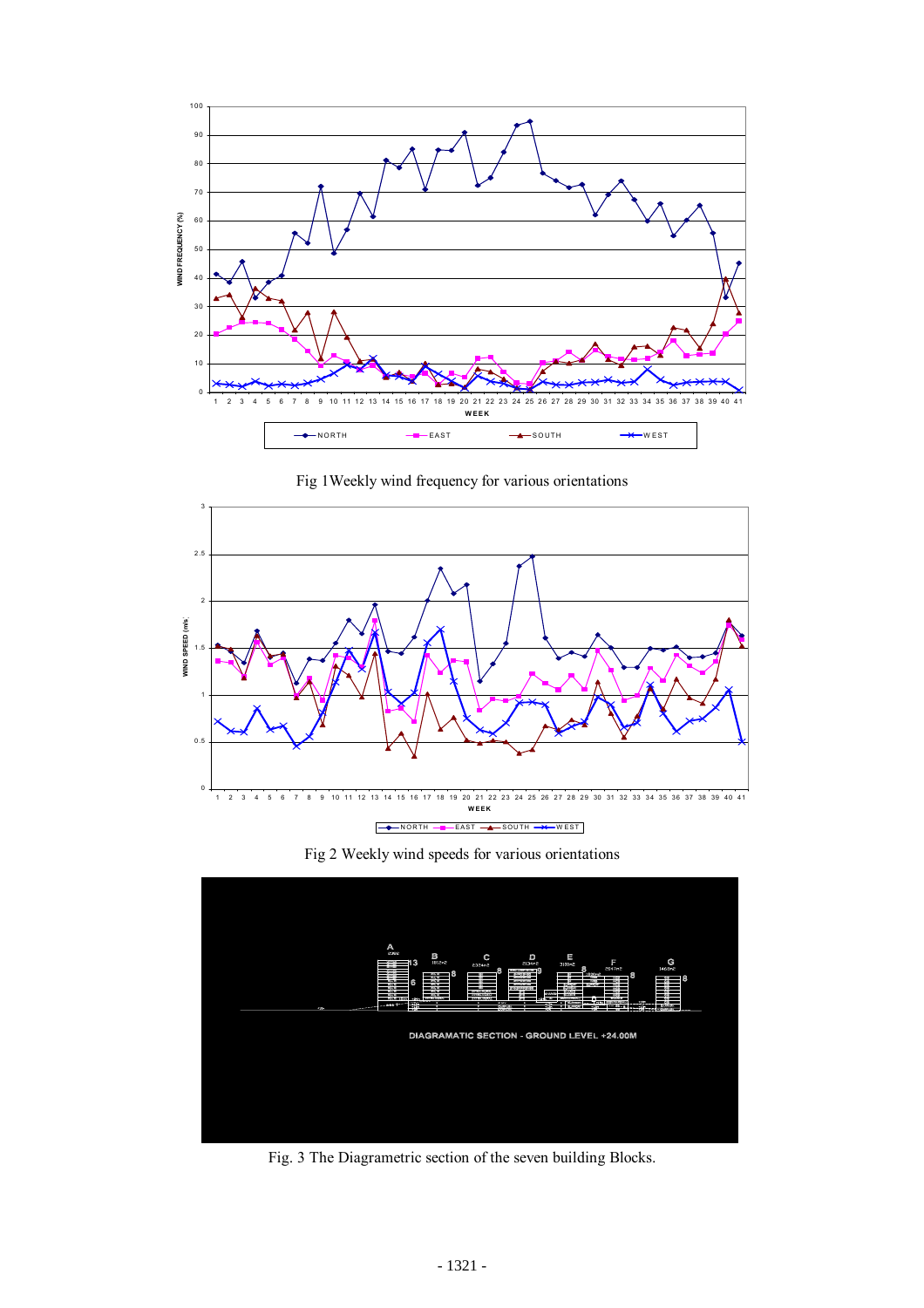Fig 1Weekly wind frequency for various orientations

Fig 2 Weekly wind speeds for various orientations

Fig. 3 The Diagrametric section of the seven building Blocks.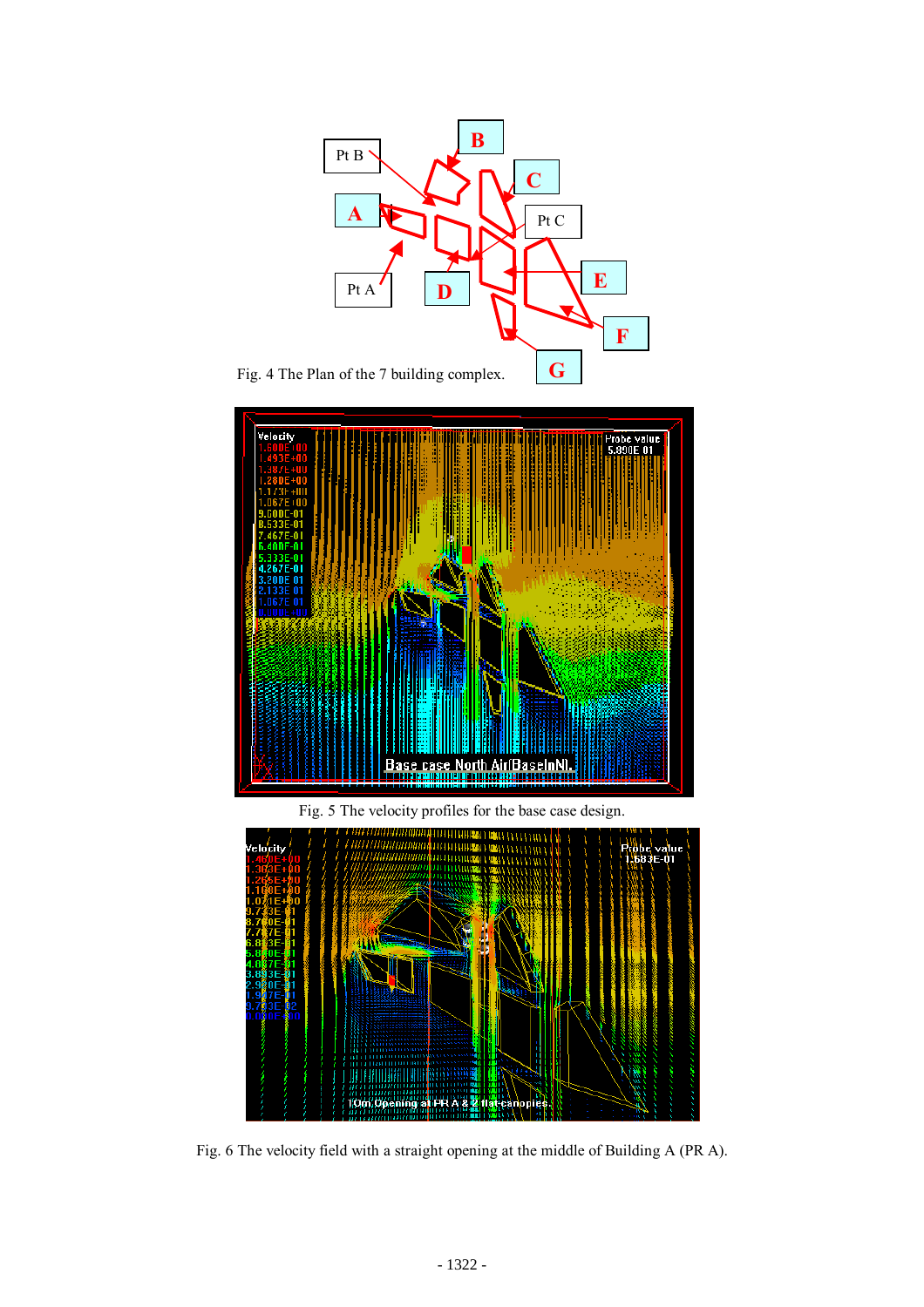Fig. 4 The Plan of the 7 building complex.

Fig. 5 The velocity profiles for the base case design.

Fig. 6 The velocity field with a straight opening at the middle of Building A (PR A).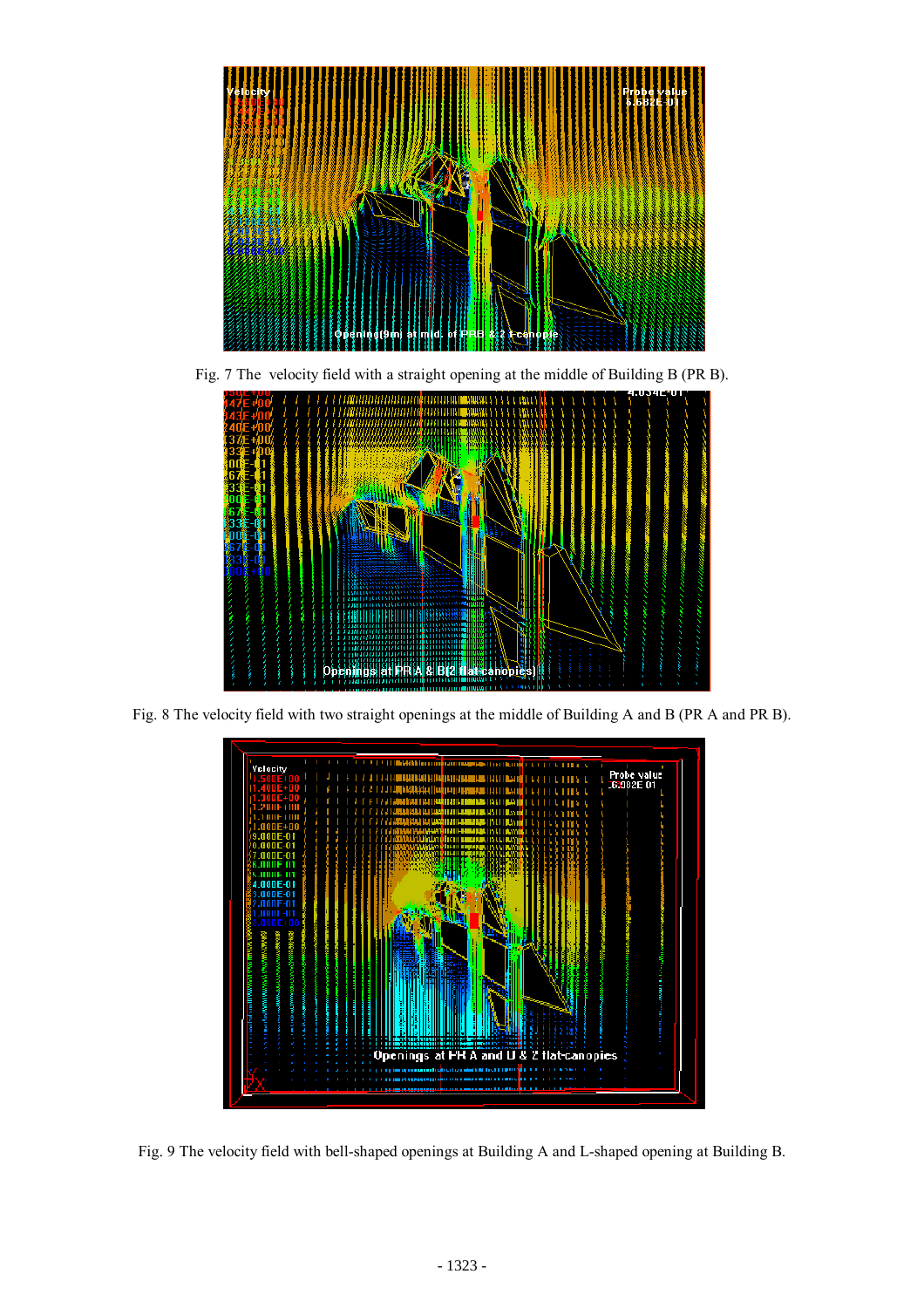Fig. 7 The velocity field with a straight opening at the middle of Building B (PR B).

Fig. 8 The velocity field with two straight openings at the middle of Building A and B (PR A and PR B).

Fig. 9 The velocity field with bell-shaped openings at Building A and L-shaped opening at Building B.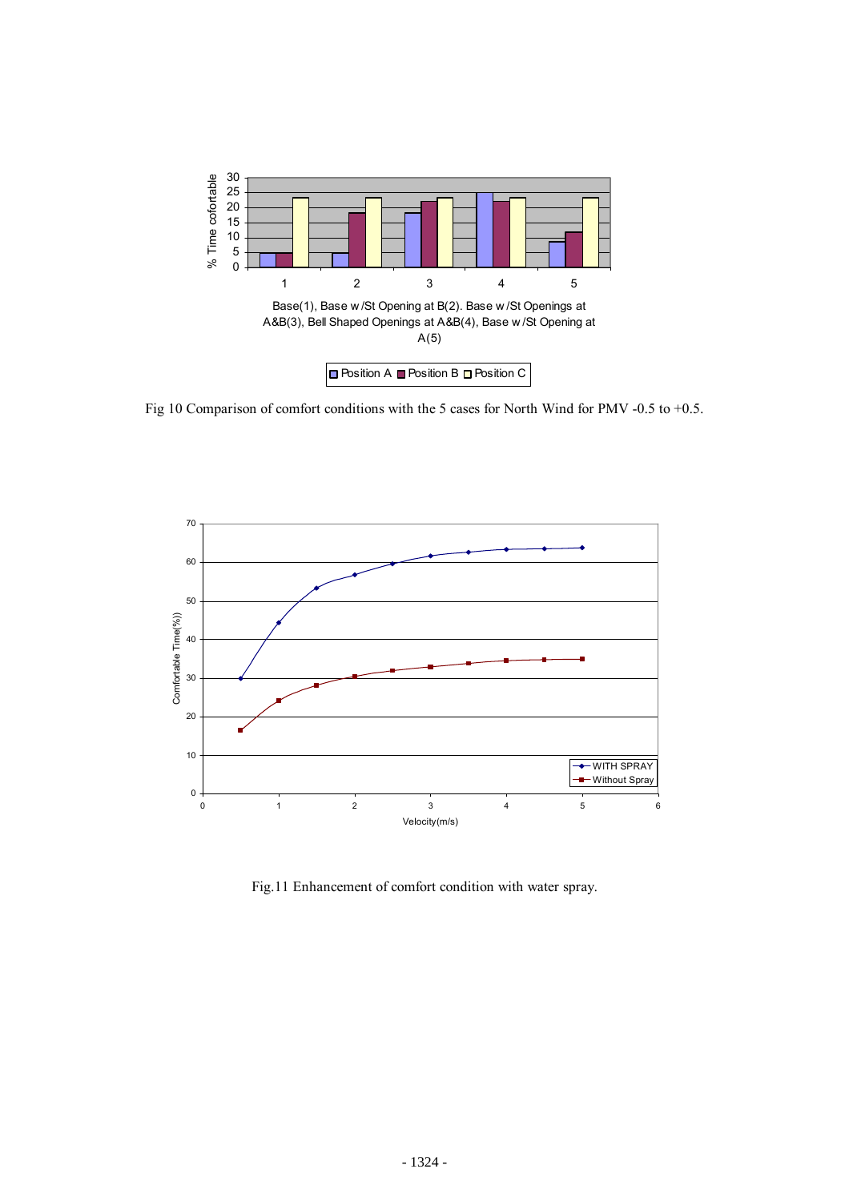% Time cofortable

30
25
20
15
10
5
0

1 2 3 4 5

Base(1), Base w/St Opening at B(2). Base w/St Openings at A&B(3), Bell Shaped Openings at A&B(4), Base w/St Opening at A(5)

Position A Position B Position C

Fig 10 Comparison of comfort conditions with the 5 cases for North Wind for PMV -0.5 to +0.5.

Comfortable Time(%))

70
60
50
40
30
20
10
0

0 1 2 3 4 5 6

Velocity(m/s)

WITH SPRAY
Without Spray

Fig.11 Enhancement of comfort condition with water spray.